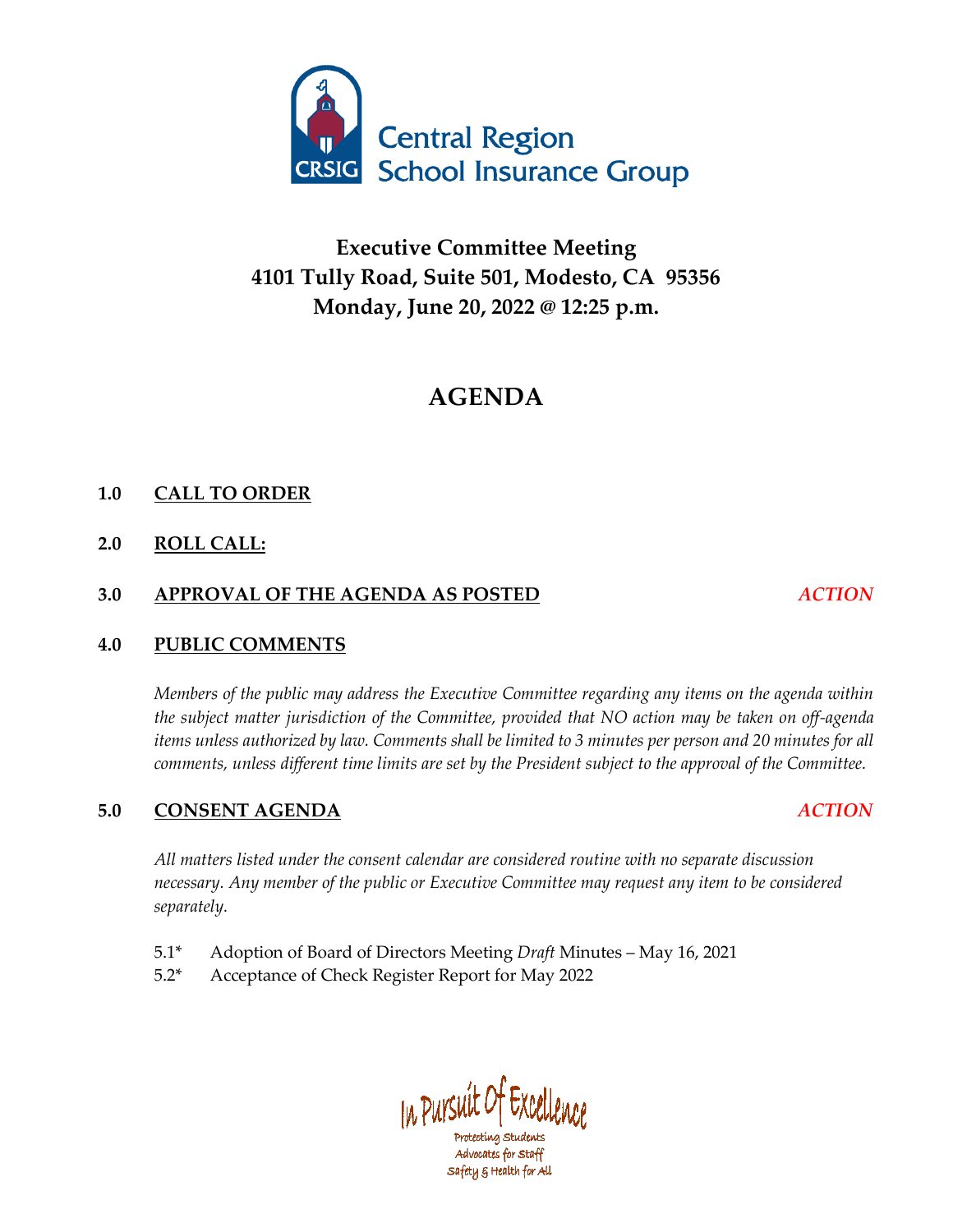Central Region
School Insurance Group

# Executive Committee Meeting
## 4101 Tully Road, Suite 501, Modesto, CA 95356
## Monday, June 20, 2022 @ 12:25 p.m.

# AGENDA

**1.0 CALL TO ORDER**

**2.0 ROLL CALL:**

**3.0 APPROVAL OF THE AGENDA AS POSTED** *ACTION*

**4.0 PUBLIC COMMENTS**

*Members of the public may address the Executive Committee regarding any items on the agenda within the subject matter jurisdiction of the Committee, provided that NO action may be taken on off-agenda items unless authorized by law. Comments shall be limited to 3 minutes per person and 20 minutes for all comments, unless different time limits are set by the President subject to the approval of the Committee.*

**5.0 CONSENT AGENDA** *ACTION*

*All matters listed under the consent calendar are considered routine with no separate discussion necessary. Any member of the public or Executive Committee may request any item to be considered separately.*

5.1* Adoption of Board of Directors Meeting *Draft* Minutes – May 16, 2021

5.2* Acceptance of Check Register Report for May 2022

In Pursuit Of Excellence

Protecting Students
Advocates for Staff
Safety & Health for All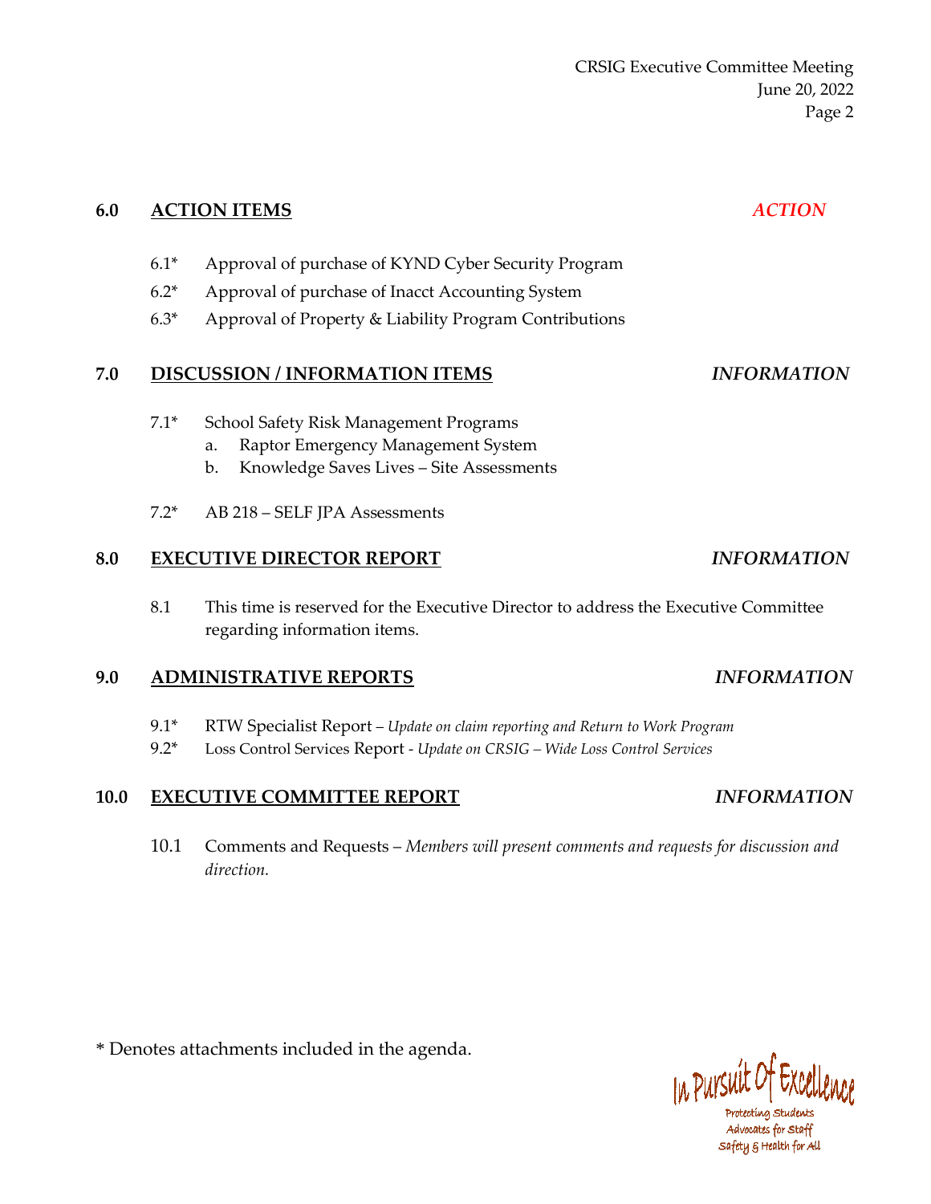## 6.0 ACTION ITEMS *ACTION*

- 6.1* Approval of purchase of KYND Cyber Security Program
- 6.2* Approval of purchase of Inacct Accounting System
- 6.3* Approval of Property & Liability Program Contributions

## 7.0 DISCUSSION / INFORMATION ITEMS *INFORMATION*

- 7.1* School Safety Risk Management Programs
  - a. Raptor Emergency Management System
  - b. Knowledge Saves Lives – Site Assessments
- 7.2* AB 218 – SELF JPA Assessments

## 8.0 EXECUTIVE DIRECTOR REPORT *INFORMATION*

- 8.1 This time is reserved for the Executive Director to address the Executive Committee regarding information items.

## 9.0 ADMINISTRATIVE REPORTS *INFORMATION*

- 9.1* RTW Specialist Report – *Update on claim reporting and Return to Work Program*
- 9.2* Loss Control Services Report - *Update on CRSIG – Wide Loss Control Services*

## 10.0 EXECUTIVE COMMITTEE REPORT *INFORMATION*

- 10.1 Comments and Requests – *Members will present comments and requests for discussion and direction.*

* Denotes attachments included in the agenda.

In Pursuit Of Excellence
Protecting Students
Advocates for Staff
Safety & Health for All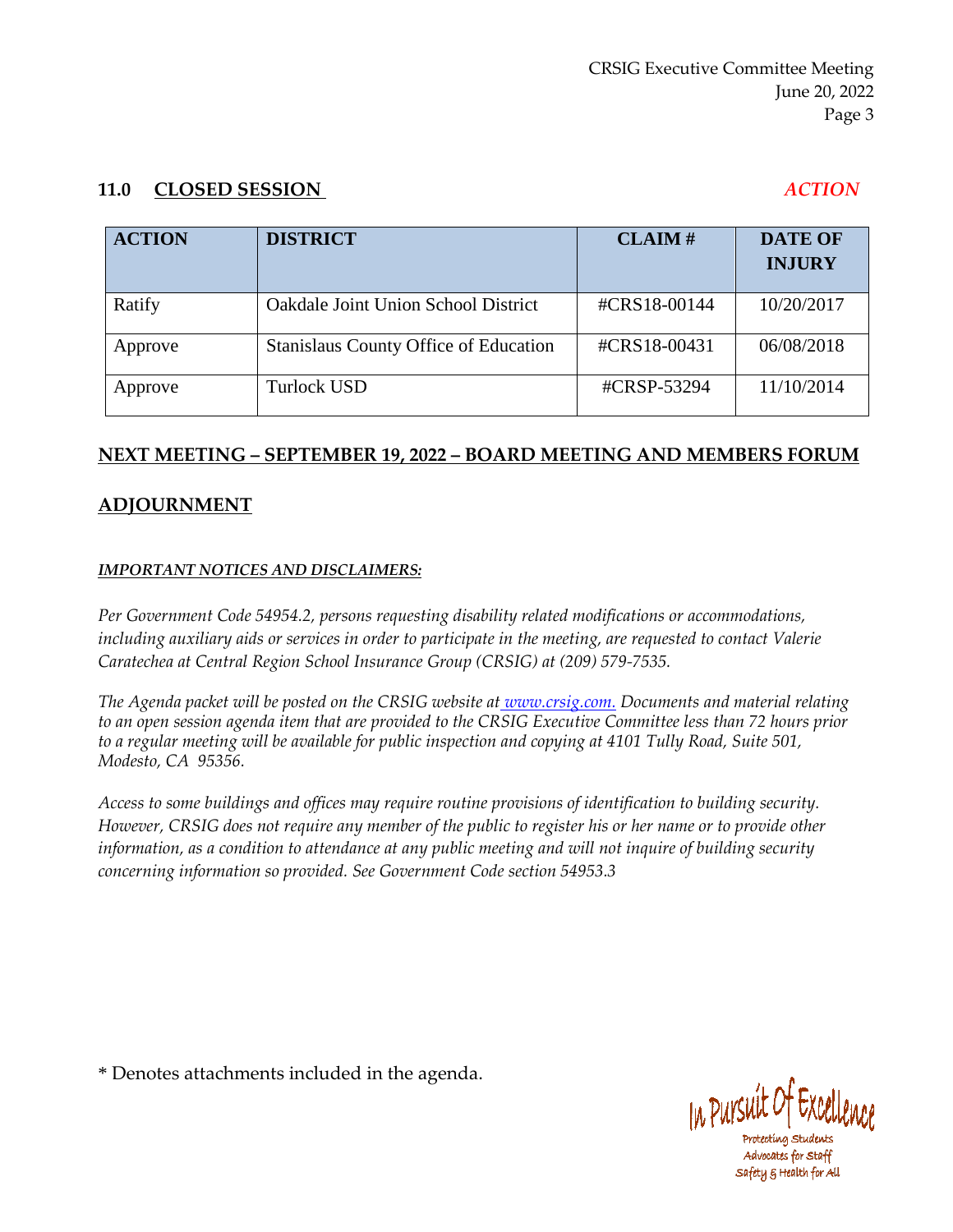## 11.0 CLOSED SESSION *ACTION*

| ACTION | DISTRICT | CLAIM # | DATE OF INJURY |
|---|---|---|---|
| Ratify | Oakdale Joint Union School District | #CRS18-00144 | 10/20/2017 |
| Approve | Stanislaus County Office of Education | #CRS18-00431 | 06/08/2018 |
| Approve | Turlock USD | #CRSP-53294 | 11/10/2014 |

## NEXT MEETING – SEPTEMBER 19, 2022 – BOARD MEETING AND MEMBERS FORUM

## ADJOURNMENT

***IMPORTANT NOTICES AND DISCLAIMERS:***

*Per Government Code 54954.2, persons requesting disability related modifications or accommodations, including auxiliary aids or services in order to participate in the meeting, are requested to contact Valerie Caratechea at Central Region School Insurance Group (CRSIG) at (209) 579-7535.*

*The Agenda packet will be posted on the CRSIG website at www.crsig.com. Documents and material relating to an open session agenda item that are provided to the CRSIG Executive Committee less than 72 hours prior to a regular meeting will be available for public inspection and copying at 4101 Tully Road, Suite 501, Modesto, CA 95356.*

*Access to some buildings and offices may require routine provisions of identification to building security. However, CRSIG does not require any member of the public to register his or her name or to provide other information, as a condition to attendance at any public meeting and will not inquire of building security concerning information so provided. See Government Code section 54953.3*

\* Denotes attachments included in the agenda.

In Pursuit Of Excellence
Protecting Students
Advocates for Staff
Safety & Health for All